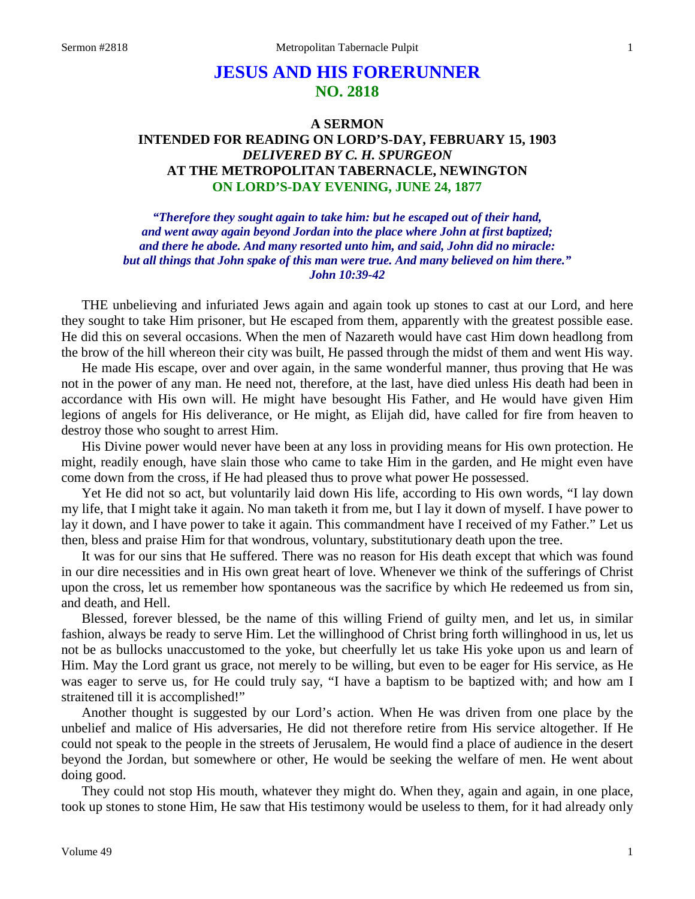# JESUS AND HIS FORERUNNER
## NO. 2818

### A SERMON
### INTENDED FOR READING ON LORD'S-DAY, FEBRUARY 15, 1903
### *DELIVERED BY C. H. SPURGEON*
### AT THE METROPOLITAN TABERNACLE, NEWINGTON
### ON LORD'S-DAY EVENING, JUNE 24, 1877

***"Therefore they sought again to take him: but he escaped out of their hand, and went away again beyond Jordan into the place where John at first baptized; and there he abode. And many resorted unto him, and said, John did no miracle: but all things that John spake of this man were true. And many believed on him there."***
***John 10:39-42***

THE unbelieving and infuriated Jews again and again took up stones to cast at our Lord, and here they sought to take Him prisoner, but He escaped from them, apparently with the greatest possible ease. He did this on several occasions. When the men of Nazareth would have cast Him down headlong from the brow of the hill whereon their city was built, He passed through the midst of them and went His way.

He made His escape, over and over again, in the same wonderful manner, thus proving that He was not in the power of any man. He need not, therefore, at the last, have died unless His death had been in accordance with His own will. He might have besought His Father, and He would have given Him legions of angels for His deliverance, or He might, as Elijah did, have called for fire from heaven to destroy those who sought to arrest Him.

His Divine power would never have been at any loss in providing means for His own protection. He might, readily enough, have slain those who came to take Him in the garden, and He might even have come down from the cross, if He had pleased thus to prove what power He possessed.

Yet He did not so act, but voluntarily laid down His life, according to His own words, "I lay down my life, that I might take it again. No man taketh it from me, but I lay it down of myself. I have power to lay it down, and I have power to take it again. This commandment have I received of my Father." Let us then, bless and praise Him for that wondrous, voluntary, substitutionary death upon the tree.

It was for our sins that He suffered. There was no reason for His death except that which was found in our dire necessities and in His own great heart of love. Whenever we think of the sufferings of Christ upon the cross, let us remember how spontaneous was the sacrifice by which He redeemed us from sin, and death, and Hell.

Blessed, forever blessed, be the name of this willing Friend of guilty men, and let us, in similar fashion, always be ready to serve Him. Let the willinghood of Christ bring forth willinghood in us, let us not be as bullocks unaccustomed to the yoke, but cheerfully let us take His yoke upon us and learn of Him. May the Lord grant us grace, not merely to be willing, but even to be eager for His service, as He was eager to serve us, for He could truly say, "I have a baptism to be baptized with; and how am I straitened till it is accomplished!"

Another thought is suggested by our Lord's action. When He was driven from one place by the unbelief and malice of His adversaries, He did not therefore retire from His service altogether. If He could not speak to the people in the streets of Jerusalem, He would find a place of audience in the desert beyond the Jordan, but somewhere or other, He would be seeking the welfare of men. He went about doing good.

They could not stop His mouth, whatever they might do. When they, again and again, in one place, took up stones to stone Him, He saw that His testimony would be useless to them, for it had already only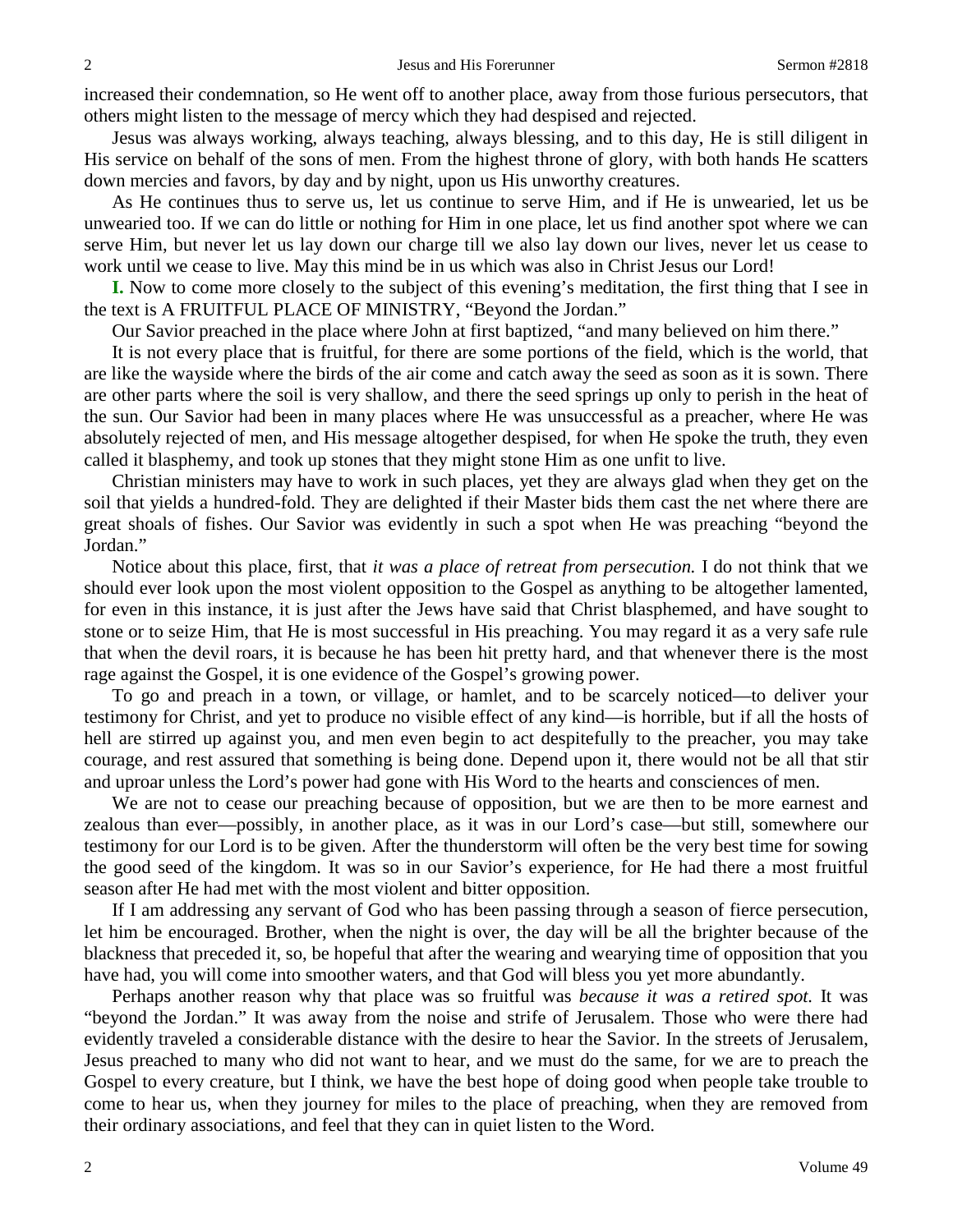increased their condemnation, so He went off to another place, away from those furious persecutors, that others might listen to the message of mercy which they had despised and rejected.

Jesus was always working, always teaching, always blessing, and to this day, He is still diligent in His service on behalf of the sons of men. From the highest throne of glory, with both hands He scatters down mercies and favors, by day and by night, upon us His unworthy creatures.

As He continues thus to serve us, let us continue to serve Him, and if He is unwearied, let us be unwearied too. If we can do little or nothing for Him in one place, let us find another spot where we can serve Him, but never let us lay down our charge till we also lay down our lives, never let us cease to work until we cease to live. May this mind be in us which was also in Christ Jesus our Lord!

**I.** Now to come more closely to the subject of this evening's meditation, the first thing that I see in the text is A FRUITFUL PLACE OF MINISTRY, "Beyond the Jordan."

Our Savior preached in the place where John at first baptized, "and many believed on him there."

It is not every place that is fruitful, for there are some portions of the field, which is the world, that are like the wayside where the birds of the air come and catch away the seed as soon as it is sown. There are other parts where the soil is very shallow, and there the seed springs up only to perish in the heat of the sun. Our Savior had been in many places where He was unsuccessful as a preacher, where He was absolutely rejected of men, and His message altogether despised, for when He spoke the truth, they even called it blasphemy, and took up stones that they might stone Him as one unfit to live.

Christian ministers may have to work in such places, yet they are always glad when they get on the soil that yields a hundred-fold. They are delighted if their Master bids them cast the net where there are great shoals of fishes. Our Savior was evidently in such a spot when He was preaching "beyond the Jordan."

Notice about this place, first, that *it was a place of retreat from persecution.* I do not think that we should ever look upon the most violent opposition to the Gospel as anything to be altogether lamented, for even in this instance, it is just after the Jews have said that Christ blasphemed, and have sought to stone or to seize Him, that He is most successful in His preaching. You may regard it as a very safe rule that when the devil roars, it is because he has been hit pretty hard, and that whenever there is the most rage against the Gospel, it is one evidence of the Gospel's growing power.

To go and preach in a town, or village, or hamlet, and to be scarcely noticed—to deliver your testimony for Christ, and yet to produce no visible effect of any kind—is horrible, but if all the hosts of hell are stirred up against you, and men even begin to act despitefully to the preacher, you may take courage, and rest assured that something is being done. Depend upon it, there would not be all that stir and uproar unless the Lord's power had gone with His Word to the hearts and consciences of men.

We are not to cease our preaching because of opposition, but we are then to be more earnest and zealous than ever—possibly, in another place, as it was in our Lord's case—but still, somewhere our testimony for our Lord is to be given. After the thunderstorm will often be the very best time for sowing the good seed of the kingdom. It was so in our Savior's experience, for He had there a most fruitful season after He had met with the most violent and bitter opposition.

If I am addressing any servant of God who has been passing through a season of fierce persecution, let him be encouraged. Brother, when the night is over, the day will be all the brighter because of the blackness that preceded it, so, be hopeful that after the wearing and wearying time of opposition that you have had, you will come into smoother waters, and that God will bless you yet more abundantly.

Perhaps another reason why that place was so fruitful was *because it was a retired spot.* It was "beyond the Jordan." It was away from the noise and strife of Jerusalem. Those who were there had evidently traveled a considerable distance with the desire to hear the Savior. In the streets of Jerusalem, Jesus preached to many who did not want to hear, and we must do the same, for we are to preach the Gospel to every creature, but I think, we have the best hope of doing good when people take trouble to come to hear us, when they journey for miles to the place of preaching, when they are removed from their ordinary associations, and feel that they can in quiet listen to the Word.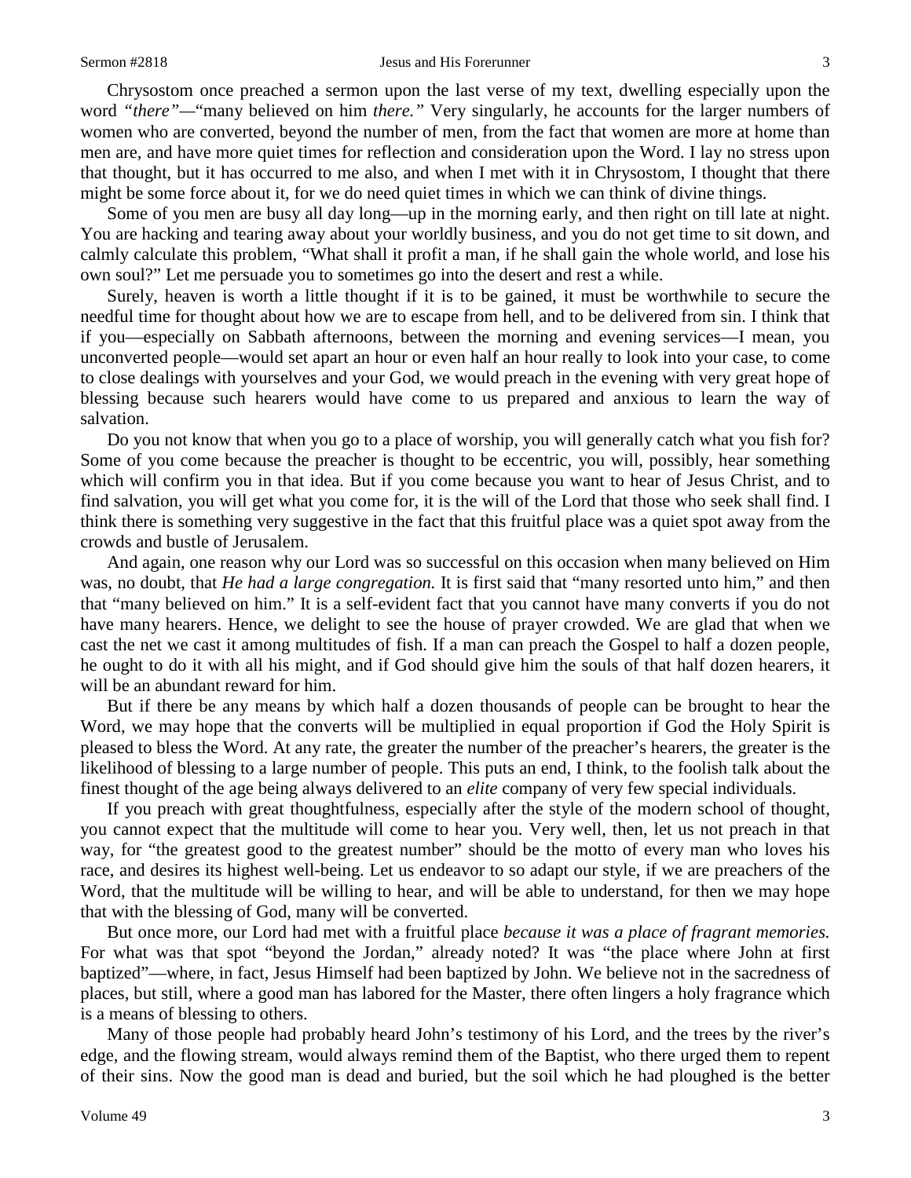Chrysostom once preached a sermon upon the last verse of my text, dwelling especially upon the word *"there"*—"many believed on him *there."* Very singularly, he accounts for the larger numbers of women who are converted, beyond the number of men, from the fact that women are more at home than men are, and have more quiet times for reflection and consideration upon the Word. I lay no stress upon that thought, but it has occurred to me also, and when I met with it in Chrysostom, I thought that there might be some force about it, for we do need quiet times in which we can think of divine things.

Some of you men are busy all day long—up in the morning early, and then right on till late at night. You are hacking and tearing away about your worldly business, and you do not get time to sit down, and calmly calculate this problem, "What shall it profit a man, if he shall gain the whole world, and lose his own soul?" Let me persuade you to sometimes go into the desert and rest a while.

Surely, heaven is worth a little thought if it is to be gained, it must be worthwhile to secure the needful time for thought about how we are to escape from hell, and to be delivered from sin. I think that if you—especially on Sabbath afternoons, between the morning and evening services—I mean, you unconverted people—would set apart an hour or even half an hour really to look into your case, to come to close dealings with yourselves and your God, we would preach in the evening with very great hope of blessing because such hearers would have come to us prepared and anxious to learn the way of salvation.

Do you not know that when you go to a place of worship, you will generally catch what you fish for? Some of you come because the preacher is thought to be eccentric, you will, possibly, hear something which will confirm you in that idea. But if you come because you want to hear of Jesus Christ, and to find salvation, you will get what you come for, it is the will of the Lord that those who seek shall find. I think there is something very suggestive in the fact that this fruitful place was a quiet spot away from the crowds and bustle of Jerusalem.

And again, one reason why our Lord was so successful on this occasion when many believed on Him was, no doubt, that *He had a large congregation.* It is first said that "many resorted unto him," and then that "many believed on him." It is a self-evident fact that you cannot have many converts if you do not have many hearers. Hence, we delight to see the house of prayer crowded. We are glad that when we cast the net we cast it among multitudes of fish. If a man can preach the Gospel to half a dozen people, he ought to do it with all his might, and if God should give him the souls of that half dozen hearers, it will be an abundant reward for him.

But if there be any means by which half a dozen thousands of people can be brought to hear the Word, we may hope that the converts will be multiplied in equal proportion if God the Holy Spirit is pleased to bless the Word. At any rate, the greater the number of the preacher's hearers, the greater is the likelihood of blessing to a large number of people. This puts an end, I think, to the foolish talk about the finest thought of the age being always delivered to an *elite* company of very few special individuals.

If you preach with great thoughtfulness, especially after the style of the modern school of thought, you cannot expect that the multitude will come to hear you. Very well, then, let us not preach in that way, for "the greatest good to the greatest number" should be the motto of every man who loves his race, and desires its highest well-being. Let us endeavor to so adapt our style, if we are preachers of the Word, that the multitude will be willing to hear, and will be able to understand, for then we may hope that with the blessing of God, many will be converted.

But once more, our Lord had met with a fruitful place *because it was a place of fragrant memories.* For what was that spot "beyond the Jordan," already noted? It was "the place where John at first baptized"—where, in fact, Jesus Himself had been baptized by John. We believe not in the sacredness of places, but still, where a good man has labored for the Master, there often lingers a holy fragrance which is a means of blessing to others.

Many of those people had probably heard John's testimony of his Lord, and the trees by the river's edge, and the flowing stream, would always remind them of the Baptist, who there urged them to repent of their sins. Now the good man is dead and buried, but the soil which he had ploughed is the better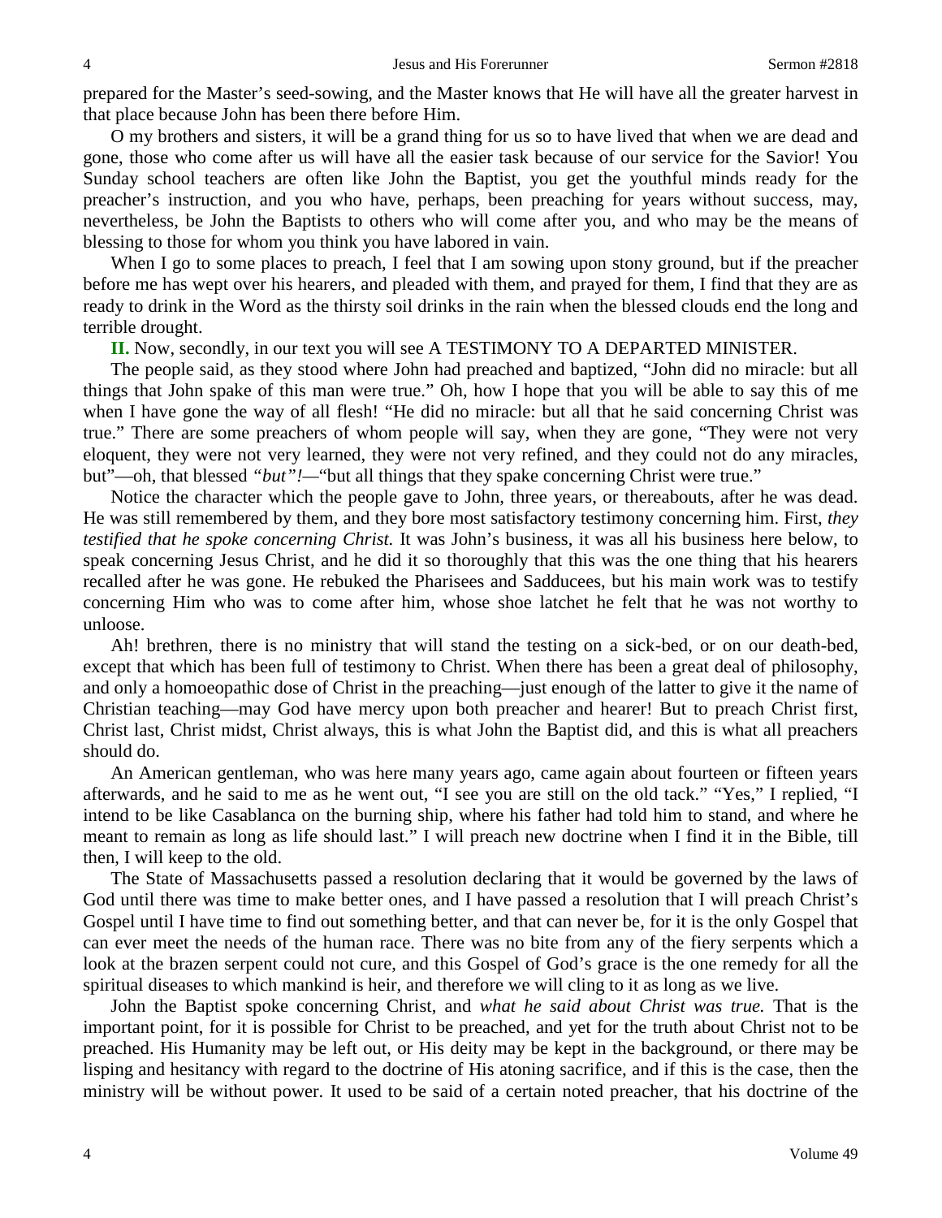prepared for the Master's seed-sowing, and the Master knows that He will have all the greater harvest in that place because John has been there before Him.

O my brothers and sisters, it will be a grand thing for us so to have lived that when we are dead and gone, those who come after us will have all the easier task because of our service for the Savior! You Sunday school teachers are often like John the Baptist, you get the youthful minds ready for the preacher's instruction, and you who have, perhaps, been preaching for years without success, may, nevertheless, be John the Baptists to others who will come after you, and who may be the means of blessing to those for whom you think you have labored in vain.

When I go to some places to preach, I feel that I am sowing upon stony ground, but if the preacher before me has wept over his hearers, and pleaded with them, and prayed for them, I find that they are as ready to drink in the Word as the thirsty soil drinks in the rain when the blessed clouds end the long and terrible drought.

**II.** Now, secondly, in our text you will see A TESTIMONY TO A DEPARTED MINISTER.

The people said, as they stood where John had preached and baptized, "John did no miracle: but all things that John spake of this man were true." Oh, how I hope that you will be able to say this of me when I have gone the way of all flesh! "He did no miracle: but all that he said concerning Christ was true." There are some preachers of whom people will say, when they are gone, "They were not very eloquent, they were not very learned, they were not very refined, and they could not do any miracles, but"—oh, that blessed *"but"!*—"but all things that they spake concerning Christ were true."

Notice the character which the people gave to John, three years, or thereabouts, after he was dead. He was still remembered by them, and they bore most satisfactory testimony concerning him. First, *they testified that he spoke concerning Christ.* It was John's business, it was all his business here below, to speak concerning Jesus Christ, and he did it so thoroughly that this was the one thing that his hearers recalled after he was gone. He rebuked the Pharisees and Sadducees, but his main work was to testify concerning Him who was to come after him, whose shoe latchet he felt that he was not worthy to unloose.

Ah! brethren, there is no ministry that will stand the testing on a sick-bed, or on our death-bed, except that which has been full of testimony to Christ. When there has been a great deal of philosophy, and only a homoeopathic dose of Christ in the preaching—just enough of the latter to give it the name of Christian teaching—may God have mercy upon both preacher and hearer! But to preach Christ first, Christ last, Christ midst, Christ always, this is what John the Baptist did, and this is what all preachers should do.

An American gentleman, who was here many years ago, came again about fourteen or fifteen years afterwards, and he said to me as he went out, "I see you are still on the old tack." "Yes," I replied, "I intend to be like Casablanca on the burning ship, where his father had told him to stand, and where he meant to remain as long as life should last." I will preach new doctrine when I find it in the Bible, till then, I will keep to the old.

The State of Massachusetts passed a resolution declaring that it would be governed by the laws of God until there was time to make better ones, and I have passed a resolution that I will preach Christ's Gospel until I have time to find out something better, and that can never be, for it is the only Gospel that can ever meet the needs of the human race. There was no bite from any of the fiery serpents which a look at the brazen serpent could not cure, and this Gospel of God's grace is the one remedy for all the spiritual diseases to which mankind is heir, and therefore we will cling to it as long as we live.

John the Baptist spoke concerning Christ, and *what he said about Christ was true.* That is the important point, for it is possible for Christ to be preached, and yet for the truth about Christ not to be preached. His Humanity may be left out, or His deity may be kept in the background, or there may be lisping and hesitancy with regard to the doctrine of His atoning sacrifice, and if this is the case, then the ministry will be without power. It used to be said of a certain noted preacher, that his doctrine of the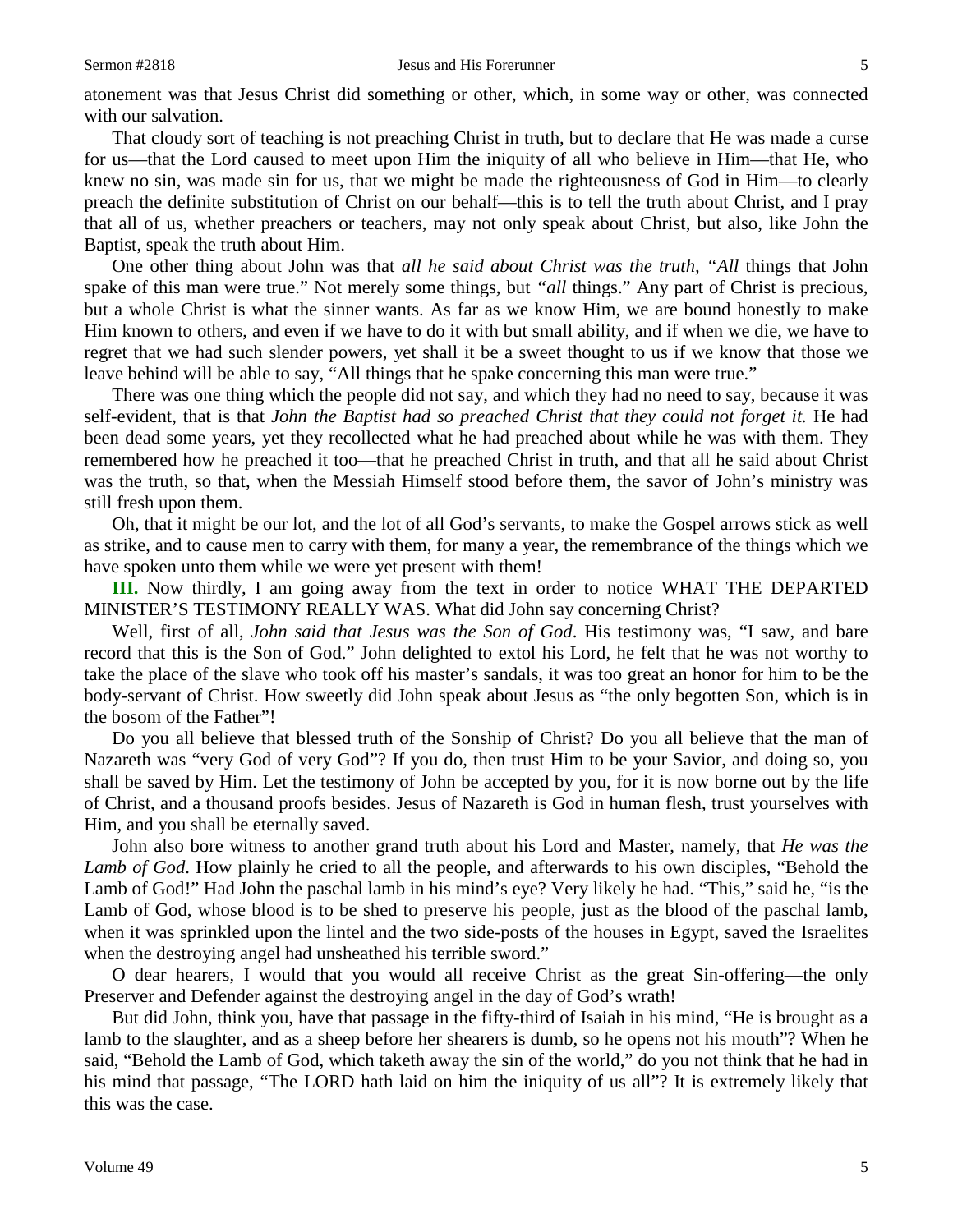atonement was that Jesus Christ did something or other, which, in some way or other, was connected with our salvation.

That cloudy sort of teaching is not preaching Christ in truth, but to declare that He was made a curse for us—that the Lord caused to meet upon Him the iniquity of all who believe in Him—that He, who knew no sin, was made sin for us, that we might be made the righteousness of God in Him—to clearly preach the definite substitution of Christ on our behalf—this is to tell the truth about Christ, and I pray that all of us, whether preachers or teachers, may not only speak about Christ, but also, like John the Baptist, speak the truth about Him.

One other thing about John was that *all he said about Christ was the truth, "All* things that John spake of this man were true." Not merely some things, but *"all* things." Any part of Christ is precious, but a whole Christ is what the sinner wants. As far as we know Him, we are bound honestly to make Him known to others, and even if we have to do it with but small ability, and if when we die, we have to regret that we had such slender powers, yet shall it be a sweet thought to us if we know that those we leave behind will be able to say, "All things that he spake concerning this man were true."

There was one thing which the people did not say, and which they had no need to say, because it was self-evident, that is that *John the Baptist had so preached Christ that they could not forget it.* He had been dead some years, yet they recollected what he had preached about while he was with them. They remembered how he preached it too—that he preached Christ in truth, and that all he said about Christ was the truth, so that, when the Messiah Himself stood before them, the savor of John's ministry was still fresh upon them.

Oh, that it might be our lot, and the lot of all God's servants, to make the Gospel arrows stick as well as strike, and to cause men to carry with them, for many a year, the remembrance of the things which we have spoken unto them while we were yet present with them!

**III.** Now thirdly, I am going away from the text in order to notice WHAT THE DEPARTED MINISTER'S TESTIMONY REALLY WAS. What did John say concerning Christ?

Well, first of all, *John said that Jesus was the Son of God*. His testimony was, "I saw, and bare record that this is the Son of God." John delighted to extol his Lord, he felt that he was not worthy to take the place of the slave who took off his master's sandals, it was too great an honor for him to be the body-servant of Christ. How sweetly did John speak about Jesus as "the only begotten Son, which is in the bosom of the Father"!

Do you all believe that blessed truth of the Sonship of Christ? Do you all believe that the man of Nazareth was "very God of very God"? If you do, then trust Him to be your Savior, and doing so, you shall be saved by Him. Let the testimony of John be accepted by you, for it is now borne out by the life of Christ, and a thousand proofs besides. Jesus of Nazareth is God in human flesh, trust yourselves with Him, and you shall be eternally saved.

John also bore witness to another grand truth about his Lord and Master, namely, that *He was the Lamb of God*. How plainly he cried to all the people, and afterwards to his own disciples, "Behold the Lamb of God!" Had John the paschal lamb in his mind's eye? Very likely he had. "This," said he, "is the Lamb of God, whose blood is to be shed to preserve his people, just as the blood of the paschal lamb, when it was sprinkled upon the lintel and the two side-posts of the houses in Egypt, saved the Israelites when the destroying angel had unsheathed his terrible sword."

O dear hearers, I would that you would all receive Christ as the great Sin-offering—the only Preserver and Defender against the destroying angel in the day of God's wrath!

But did John, think you, have that passage in the fifty-third of Isaiah in his mind, "He is brought as a lamb to the slaughter, and as a sheep before her shearers is dumb, so he opens not his mouth"? When he said, "Behold the Lamb of God, which taketh away the sin of the world," do you not think that he had in his mind that passage, "The LORD hath laid on him the iniquity of us all"? It is extremely likely that this was the case.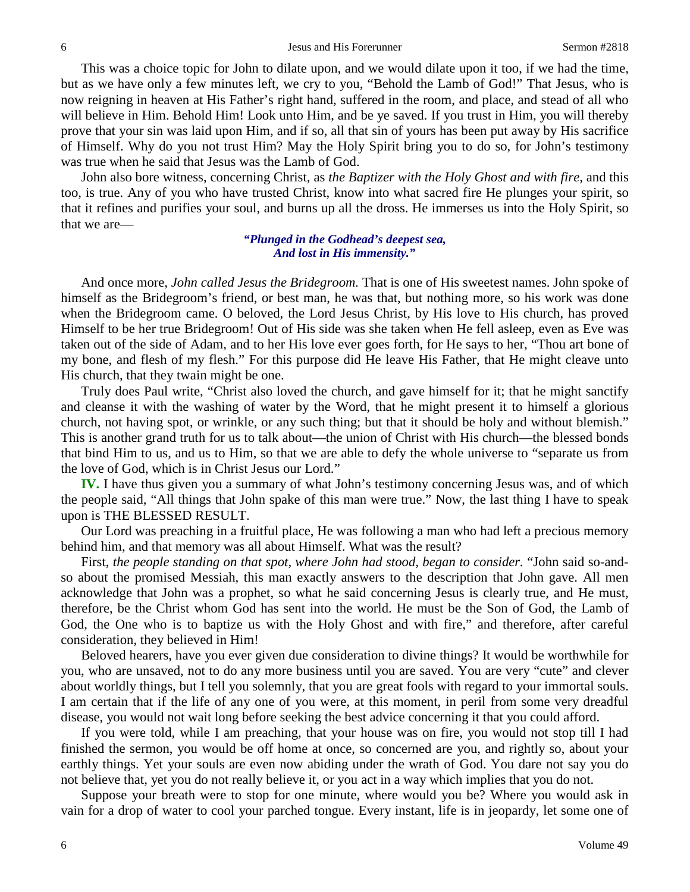This was a choice topic for John to dilate upon, and we would dilate upon it too, if we had the time, but as we have only a few minutes left, we cry to you, "Behold the Lamb of God!" That Jesus, who is now reigning in heaven at His Father's right hand, suffered in the room, and place, and stead of all who will believe in Him. Behold Him! Look unto Him, and be ye saved. If you trust in Him, you will thereby prove that your sin was laid upon Him, and if so, all that sin of yours has been put away by His sacrifice of Himself. Why do you not trust Him? May the Holy Spirit bring you to do so, for John's testimony was true when he said that Jesus was the Lamb of God.

John also bore witness, concerning Christ, as *the Baptizer with the Holy Ghost and with fire,* and this too, is true. Any of you who have trusted Christ, know into what sacred fire He plunges your spirit, so that it refines and purifies your soul, and burns up all the dross. He immerses us into the Holy Spirit, so that we are—

> ***"Plunged in the Godhead's deepest sea,***
> ***And lost in His immensity."***

And once more, *John called Jesus the Bridegroom.* That is one of His sweetest names. John spoke of himself as the Bridegroom's friend, or best man, he was that, but nothing more, so his work was done when the Bridegroom came. O beloved, the Lord Jesus Christ, by His love to His church, has proved Himself to be her true Bridegroom! Out of His side was she taken when He fell asleep, even as Eve was taken out of the side of Adam, and to her His love ever goes forth, for He says to her, "Thou art bone of my bone, and flesh of my flesh." For this purpose did He leave His Father, that He might cleave unto His church, that they twain might be one.

Truly does Paul write, "Christ also loved the church, and gave himself for it; that he might sanctify and cleanse it with the washing of water by the Word, that he might present it to himself a glorious church, not having spot, or wrinkle, or any such thing; but that it should be holy and without blemish." This is another grand truth for us to talk about—the union of Christ with His church—the blessed bonds that bind Him to us, and us to Him, so that we are able to defy the whole universe to "separate us from the love of God, which is in Christ Jesus our Lord."

**IV.** I have thus given you a summary of what John's testimony concerning Jesus was, and of which the people said, "All things that John spake of this man were true." Now, the last thing I have to speak upon is THE BLESSED RESULT.

Our Lord was preaching in a fruitful place, He was following a man who had left a precious memory behind him, and that memory was all about Himself. What was the result?

First, *the people standing on that spot, where John had stood, began to consider.* "John said so-and-so about the promised Messiah, this man exactly answers to the description that John gave. All men acknowledge that John was a prophet, so what he said concerning Jesus is clearly true, and He must, therefore, be the Christ whom God has sent into the world. He must be the Son of God, the Lamb of God, the One who is to baptize us with the Holy Ghost and with fire," and therefore, after careful consideration, they believed in Him!

Beloved hearers, have you ever given due consideration to divine things? It would be worthwhile for you, who are unsaved, not to do any more business until you are saved. You are very "cute" and clever about worldly things, but I tell you solemnly, that you are great fools with regard to your immortal souls. I am certain that if the life of any one of you were, at this moment, in peril from some very dreadful disease, you would not wait long before seeking the best advice concerning it that you could afford.

If you were told, while I am preaching, that your house was on fire, you would not stop till I had finished the sermon, you would be off home at once, so concerned are you, and rightly so, about your earthly things. Yet your souls are even now abiding under the wrath of God. You dare not say you do not believe that, yet you do not really believe it, or you act in a way which implies that you do not.

Suppose your breath were to stop for one minute, where would you be? Where you would ask in vain for a drop of water to cool your parched tongue. Every instant, life is in jeopardy, let some one of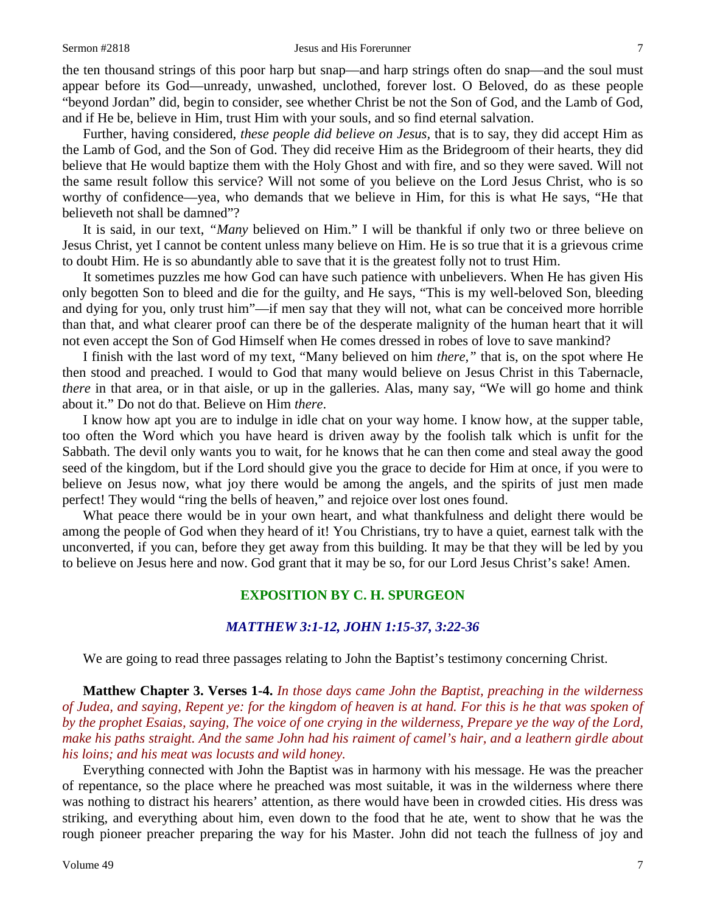the ten thousand strings of this poor harp but snap—and harp strings often do snap—and the soul must appear before its God—unready, unwashed, unclothed, forever lost. O Beloved, do as these people "beyond Jordan" did, begin to consider, see whether Christ be not the Son of God, and the Lamb of God, and if He be, believe in Him, trust Him with your souls, and so find eternal salvation.

Further, having considered, *these people did believe on Jesus,* that is to say, they did accept Him as the Lamb of God, and the Son of God. They did receive Him as the Bridegroom of their hearts, they did believe that He would baptize them with the Holy Ghost and with fire, and so they were saved. Will not the same result follow this service? Will not some of you believe on the Lord Jesus Christ, who is so worthy of confidence—yea, who demands that we believe in Him, for this is what He says, "He that believeth not shall be damned"?

It is said, in our text, *"Many* believed on Him." I will be thankful if only two or three believe on Jesus Christ, yet I cannot be content unless many believe on Him. He is so true that it is a grievous crime to doubt Him. He is so abundantly able to save that it is the greatest folly not to trust Him.

It sometimes puzzles me how God can have such patience with unbelievers. When He has given His only begotten Son to bleed and die for the guilty, and He says, "This is my well-beloved Son, bleeding and dying for you, only trust him"—if men say that they will not, what can be conceived more horrible than that, and what clearer proof can there be of the desperate malignity of the human heart that it will not even accept the Son of God Himself when He comes dressed in robes of love to save mankind?

I finish with the last word of my text, "Many believed on him *there,"* that is, on the spot where He then stood and preached. I would to God that many would believe on Jesus Christ in this Tabernacle, *there* in that area, or in that aisle, or up in the galleries. Alas, many say, "We will go home and think about it." Do not do that. Believe on Him *there*.

I know how apt you are to indulge in idle chat on your way home. I know how, at the supper table, too often the Word which you have heard is driven away by the foolish talk which is unfit for the Sabbath. The devil only wants you to wait, for he knows that he can then come and steal away the good seed of the kingdom, but if the Lord should give you the grace to decide for Him at once, if you were to believe on Jesus now, what joy there would be among the angels, and the spirits of just men made perfect! They would "ring the bells of heaven," and rejoice over lost ones found.

What peace there would be in your own heart, and what thankfulness and delight there would be among the people of God when they heard of it! You Christians, try to have a quiet, earnest talk with the unconverted, if you can, before they get away from this building. It may be that they will be led by you to believe on Jesus here and now. God grant that it may be so, for our Lord Jesus Christ's sake! Amen.

## EXPOSITION BY C. H. SPURGEON

### *MATTHEW 3:1-12, JOHN 1:15-37, 3:22-36*

We are going to read three passages relating to John the Baptist's testimony concerning Christ.

**Matthew Chapter 3. Verses 1-4.** *In those days came John the Baptist, preaching in the wilderness of Judea, and saying, Repent ye: for the kingdom of heaven is at hand. For this is he that was spoken of by the prophet Esaias, saying, The voice of one crying in the wilderness, Prepare ye the way of the Lord, make his paths straight. And the same John had his raiment of camel's hair, and a leathern girdle about his loins; and his meat was locusts and wild honey.*

Everything connected with John the Baptist was in harmony with his message. He was the preacher of repentance, so the place where he preached was most suitable, it was in the wilderness where there was nothing to distract his hearers' attention, as there would have been in crowded cities. His dress was striking, and everything about him, even down to the food that he ate, went to show that he was the rough pioneer preacher preparing the way for his Master. John did not teach the fullness of joy and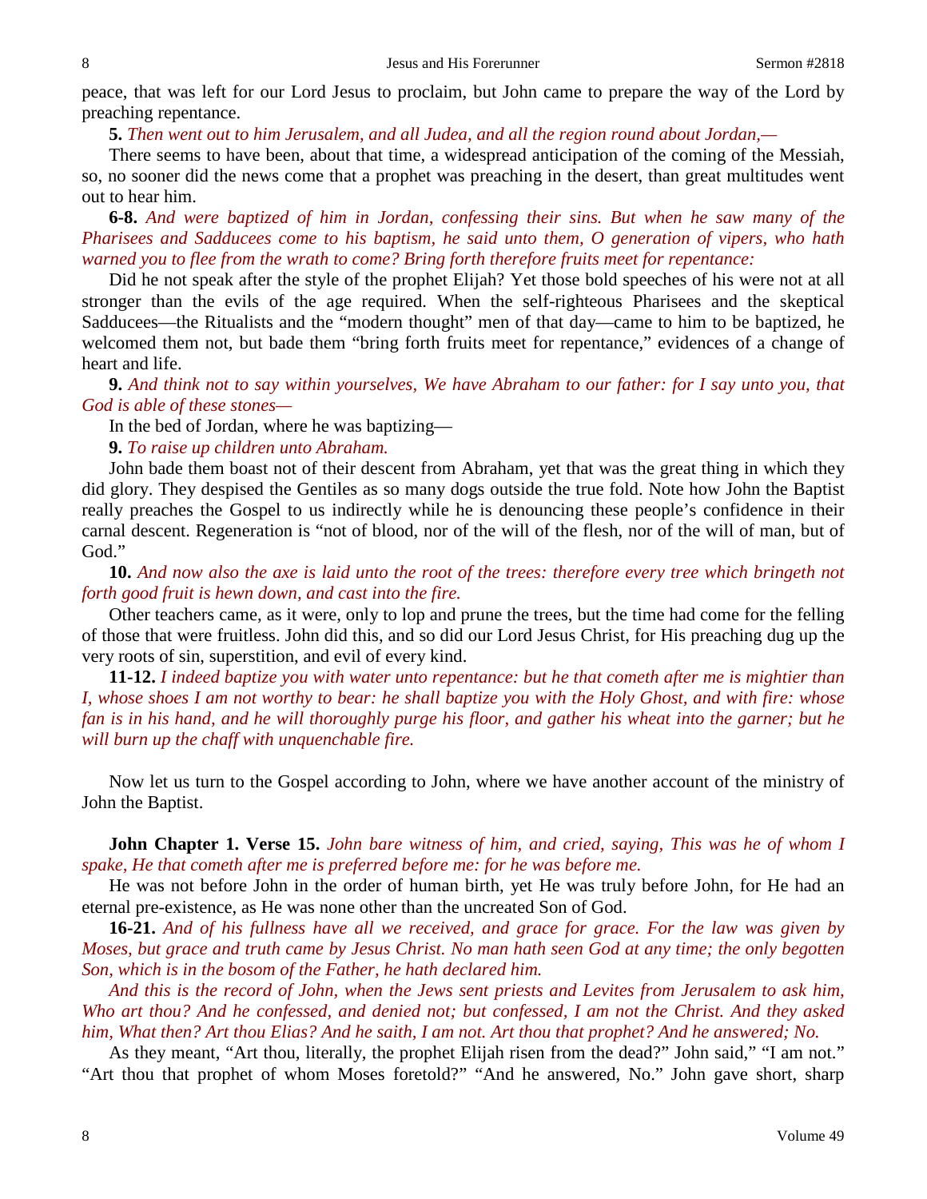peace, that was left for our Lord Jesus to proclaim, but John came to prepare the way of the Lord by preaching repentance.

**5.** *Then went out to him Jerusalem, and all Judea, and all the region round about Jordan,—*

There seems to have been, about that time, a widespread anticipation of the coming of the Messiah, so, no sooner did the news come that a prophet was preaching in the desert, than great multitudes went out to hear him.

**6-8.** *And were baptized of him in Jordan, confessing their sins. But when he saw many of the Pharisees and Sadducees come to his baptism, he said unto them, O generation of vipers, who hath warned you to flee from the wrath to come? Bring forth therefore fruits meet for repentance:*

Did he not speak after the style of the prophet Elijah? Yet those bold speeches of his were not at all stronger than the evils of the age required. When the self-righteous Pharisees and the skeptical Sadducees—the Ritualists and the "modern thought" men of that day—came to him to be baptized, he welcomed them not, but bade them "bring forth fruits meet for repentance," evidences of a change of heart and life.

**9.** *And think not to say within yourselves, We have Abraham to our father: for I say unto you, that God is able of these stones—*

In the bed of Jordan, where he was baptizing—

**9.** *To raise up children unto Abraham.*

John bade them boast not of their descent from Abraham, yet that was the great thing in which they did glory. They despised the Gentiles as so many dogs outside the true fold. Note how John the Baptist really preaches the Gospel to us indirectly while he is denouncing these people's confidence in their carnal descent. Regeneration is "not of blood, nor of the will of the flesh, nor of the will of man, but of God."

**10.** *And now also the axe is laid unto the root of the trees: therefore every tree which bringeth not forth good fruit is hewn down, and cast into the fire.*

Other teachers came, as it were, only to lop and prune the trees, but the time had come for the felling of those that were fruitless. John did this, and so did our Lord Jesus Christ, for His preaching dug up the very roots of sin, superstition, and evil of every kind.

**11-12.** *I indeed baptize you with water unto repentance: but he that cometh after me is mightier than I, whose shoes I am not worthy to bear: he shall baptize you with the Holy Ghost, and with fire: whose fan is in his hand, and he will thoroughly purge his floor, and gather his wheat into the garner; but he will burn up the chaff with unquenchable fire.*

Now let us turn to the Gospel according to John, where we have another account of the ministry of John the Baptist.

**John Chapter 1. Verse 15.** *John bare witness of him, and cried, saying, This was he of whom I spake, He that cometh after me is preferred before me: for he was before me.*

He was not before John in the order of human birth, yet He was truly before John, for He had an eternal pre-existence, as He was none other than the uncreated Son of God.

**16-21.** *And of his fullness have all we received, and grace for grace. For the law was given by Moses, but grace and truth came by Jesus Christ. No man hath seen God at any time; the only begotten Son, which is in the bosom of the Father, he hath declared him.*

*And this is the record of John, when the Jews sent priests and Levites from Jerusalem to ask him, Who art thou? And he confessed, and denied not; but confessed, I am not the Christ. And they asked him, What then? Art thou Elias? And he saith, I am not. Art thou that prophet? And he answered; No.*

As they meant, "Art thou, literally, the prophet Elijah risen from the dead?" John said," "I am not." "Art thou that prophet of whom Moses foretold?" "And he answered, No." John gave short, sharp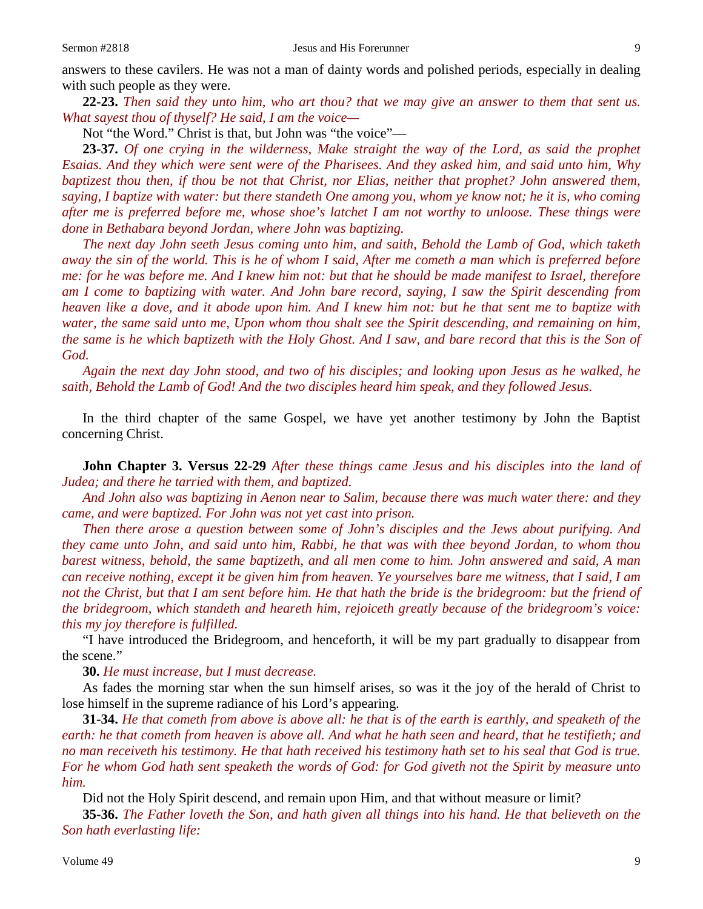answers to these cavilers. He was not a man of dainty words and polished periods, especially in dealing with such people as they were.

**22-23.** *Then said they unto him, who art thou? that we may give an answer to them that sent us. What sayest thou of thyself? He said, I am the voice—*

Not "the Word." Christ is that, but John was "the voice"—

**23-37.** *Of one crying in the wilderness, Make straight the way of the Lord, as said the prophet Esaias. And they which were sent were of the Pharisees. And they asked him, and said unto him, Why baptizest thou then, if thou be not that Christ, nor Elias, neither that prophet? John answered them, saying, I baptize with water: but there standeth One among you, whom ye know not; he it is, who coming after me is preferred before me, whose shoe's latchet I am not worthy to unloose. These things were done in Bethabara beyond Jordan, where John was baptizing.*

*The next day John seeth Jesus coming unto him, and saith, Behold the Lamb of God, which taketh away the sin of the world. This is he of whom I said, After me cometh a man which is preferred before me: for he was before me. And I knew him not: but that he should be made manifest to Israel, therefore am I come to baptizing with water. And John bare record, saying, I saw the Spirit descending from heaven like a dove, and it abode upon him. And I knew him not: but he that sent me to baptize with water, the same said unto me, Upon whom thou shalt see the Spirit descending, and remaining on him, the same is he which baptizeth with the Holy Ghost. And I saw, and bare record that this is the Son of God.*

*Again the next day John stood, and two of his disciples; and looking upon Jesus as he walked, he saith, Behold the Lamb of God! And the two disciples heard him speak, and they followed Jesus.*

In the third chapter of the same Gospel, we have yet another testimony by John the Baptist concerning Christ.

**John Chapter 3. Versus 22-29** *After these things came Jesus and his disciples into the land of Judea; and there he tarried with them, and baptized.*

*And John also was baptizing in Aenon near to Salim, because there was much water there: and they came, and were baptized. For John was not yet cast into prison.*

*Then there arose a question between some of John's disciples and the Jews about purifying. And they came unto John, and said unto him, Rabbi, he that was with thee beyond Jordan, to whom thou barest witness, behold, the same baptizeth, and all men come to him. John answered and said, A man can receive nothing, except it be given him from heaven. Ye yourselves bare me witness, that I said, I am not the Christ, but that I am sent before him. He that hath the bride is the bridegroom: but the friend of the bridegroom, which standeth and heareth him, rejoiceth greatly because of the bridegroom's voice: this my joy therefore is fulfilled.*

"I have introduced the Bridegroom, and henceforth, it will be my part gradually to disappear from the scene."

**30.** *He must increase, but I must decrease.*

As fades the morning star when the sun himself arises, so was it the joy of the herald of Christ to lose himself in the supreme radiance of his Lord's appearing.

**31-34.** *He that cometh from above is above all: he that is of the earth is earthly, and speaketh of the earth: he that cometh from heaven is above all. And what he hath seen and heard, that he testifieth; and no man receiveth his testimony. He that hath received his testimony hath set to his seal that God is true. For he whom God hath sent speaketh the words of God: for God giveth not the Spirit by measure unto him.*

Did not the Holy Spirit descend, and remain upon Him, and that without measure or limit?

**35-36.** *The Father loveth the Son, and hath given all things into his hand. He that believeth on the Son hath everlasting life:*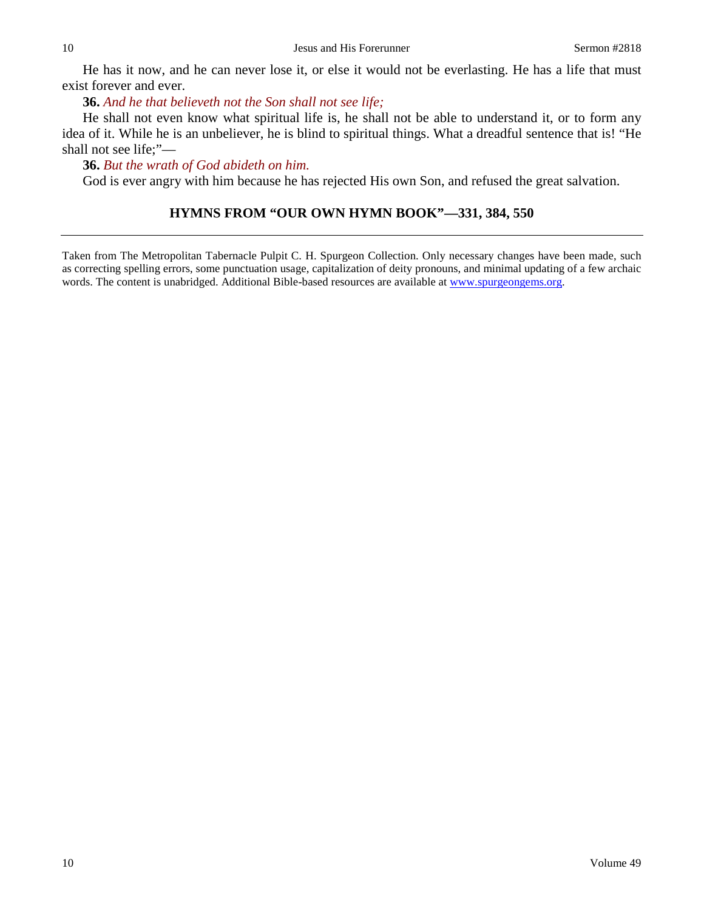He has it now, and he can never lose it, or else it would not be everlasting. He has a life that must exist forever and ever.

**36.** *And he that believeth not the Son shall not see life;*

He shall not even know what spiritual life is, he shall not be able to understand it, or to form any idea of it. While he is an unbeliever, he is blind to spiritual things. What a dreadful sentence that is! "He shall not see life;"—

**36.** *But the wrath of God abideth on him.*

God is ever angry with him because he has rejected His own Son, and refused the great salvation.

**HYMNS FROM "OUR OWN HYMN BOOK"—331, 384, 550**

---

Taken from The Metropolitan Tabernacle Pulpit C. H. Spurgeon Collection. Only necessary changes have been made, such as correcting spelling errors, some punctuation usage, capitalization of deity pronouns, and minimal updating of a few archaic words. The content is unabridged. Additional Bible-based resources are available at www.spurgeongems.org.